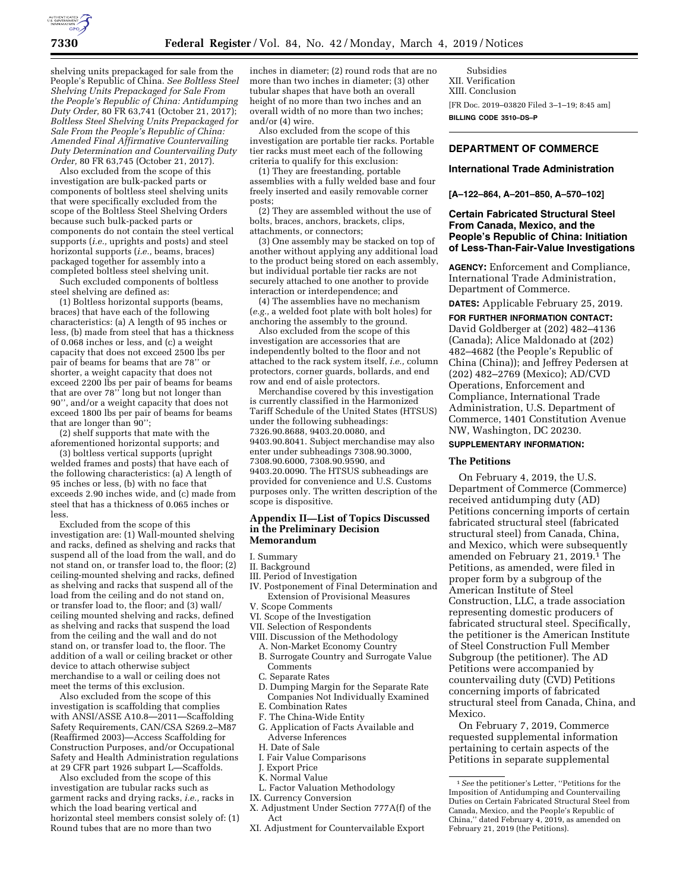shelving units prepackaged for sale from the People's Republic of China. *See Boltless Steel Shelving Units Prepackaged for Sale From the People's Republic of China: Antidumping Duty Order,* 80 FR 63,741 (October 21, 2017); *Boltless Steel Shelving Units Prepackaged for Sale From the People's Republic of China: Amended Final Affirmative Countervailing Duty Determination and Countervailing Duty Order,* 80 FR 63,745 (October 21, 2017).

Also excluded from the scope of this investigation are bulk-packed parts or components of boltless steel shelving units that were specifically excluded from the scope of the Boltless Steel Shelving Orders because such bulk-packed parts or components do not contain the steel vertical supports (*i.e.,* uprights and posts) and steel horizontal supports (*i.e.,* beams, braces) packaged together for assembly into a completed boltless steel shelving unit.

Such excluded components of boltless steel shelving are defined as:

(1) Boltless horizontal supports (beams, braces) that have each of the following characteristics: (a) A length of 95 inches or less, (b) made from steel that has a thickness of 0.068 inches or less, and (c) a weight capacity that does not exceed 2500 lbs per pair of beams for beams that are 78'' or shorter, a weight capacity that does not exceed 2200 lbs per pair of beams for beams that are over 78'' long but not longer than 90'', and/or a weight capacity that does not exceed 1800 lbs per pair of beams for beams that are longer than 90'';

(2) shelf supports that mate with the aforementioned horizontal supports; and

(3) boltless vertical supports (upright welded frames and posts) that have each of the following characteristics: (a) A length of 95 inches or less, (b) with no face that exceeds 2.90 inches wide, and (c) made from steel that has a thickness of 0.065 inches or less.

Excluded from the scope of this investigation are: (1) Wall-mounted shelving and racks, defined as shelving and racks that suspend all of the load from the wall, and do not stand on, or transfer load to, the floor; (2) ceiling-mounted shelving and racks, defined as shelving and racks that suspend all of the load from the ceiling and do not stand on, or transfer load to, the floor; and (3) wall/ceiling mounted shelving and racks, defined as shelving and racks that suspend the load from the ceiling and the wall and do not stand on, or transfer load to, the floor. The addition of a wall or ceiling bracket or other device to attach otherwise subject merchandise to a wall or ceiling does not meet the terms of this exclusion.

Also excluded from the scope of this investigation is scaffolding that complies with ANSI/ASSE A10.8—2011—Scaffolding Safety Requirements, CAN/CSA S269.2–M87 (Reaffirmed 2003)—Access Scaffolding for Construction Purposes, and/or Occupational Safety and Health Administration regulations at 29 CFR part 1926 subpart L—Scaffolds.

Also excluded from the scope of this investigation are tubular racks such as garment racks and drying racks, *i.e.,* racks in which the load bearing vertical and horizontal steel members consist solely of: (1) Round tubes that are no more than two inches in diameter; (2) round rods that are no more than two inches in diameter; (3) other tubular shapes that have both an overall height of no more than two inches and an overall width of no more than two inches; and/or (4) wire.

Also excluded from the scope of this investigation are portable tier racks. Portable tier racks must meet each of the following criteria to qualify for this exclusion:

(1) They are freestanding, portable assemblies with a fully welded base and four freely inserted and easily removable corner posts;

(2) They are assembled without the use of bolts, braces, anchors, brackets, clips, attachments, or connectors;

(3) One assembly may be stacked on top of another without applying any additional load to the product being stored on each assembly, but individual portable tier racks are not securely attached to one another to provide interaction or interdependence; and

(4) The assemblies have no mechanism (*e.g.,* a welded foot plate with bolt holes) for anchoring the assembly to the ground.

Also excluded from the scope of this investigation are accessories that are independently bolted to the floor and not attached to the rack system itself, *i.e.,* column protectors, corner guards, bollards, and end row and end of aisle protectors.

Merchandise covered by this investigation is currently classified in the Harmonized Tariff Schedule of the United States (HTSUS) under the following subheadings: 7326.90.8688, 9403.20.0080, and 9403.90.8041. Subject merchandise may also enter under subheadings 7308.90.3000, 7308.90.6000, 7308.90.9590, and 9403.20.0090. The HTSUS subheadings are provided for convenience and U.S. Customs purposes only. The written description of the scope is dispositive.

## Appendix II—List of Topics Discussed in the Preliminary Decision Memorandum

I. Summary
II. Background
III. Period of Investigation
IV. Postponement of Final Determination and Extension of Provisional Measures
V. Scope Comments
VI. Scope of the Investigation
VII. Selection of Respondents
VIII. Discussion of the Methodology
  A. Non-Market Economy Country
  B. Surrogate Country and Surrogate Value Comments
  C. Separate Rates
  D. Dumping Margin for the Separate Rate Companies Not Individually Examined
  E. Combination Rates
  F. The China-Wide Entity
  G. Application of Facts Available and Adverse Inferences
  H. Date of Sale
  I. Fair Value Comparisons
  J. Export Price
  K. Normal Value
  L. Factor Valuation Methodology
IX. Currency Conversion
X. Adjustment Under Section 777A(f) of the Act
XI. Adjustment for Countervailable Export Subsidies
XII. Verification
XIII. Conclusion

[FR Doc. 2019–03820 Filed 3–1–19; 8:45 am]

**BILLING CODE 3510–DS–P**

## DEPARTMENT OF COMMERCE

### International Trade Administration

**[A–122–864, A–201–850, A–570–102]**

### Certain Fabricated Structural Steel From Canada, Mexico, and the People's Republic of China: Initiation of Less-Than-Fair-Value Investigations

**AGENCY:** Enforcement and Compliance, International Trade Administration, Department of Commerce.

**DATES:** Applicable February 25, 2019.

**FOR FURTHER INFORMATION CONTACT:** David Goldberger at (202) 482–4136 (Canada); Alice Maldonado at (202) 482–4682 (the People's Republic of China (China)); and Jeffrey Pedersen at (202) 482–2769 (Mexico); AD/CVD Operations, Enforcement and Compliance, International Trade Administration, U.S. Department of Commerce, 1401 Constitution Avenue NW, Washington, DC 20230.

**SUPPLEMENTARY INFORMATION:**

#### The Petitions

On February 4, 2019, the U.S. Department of Commerce (Commerce) received antidumping duty (AD) Petitions concerning imports of certain fabricated structural steel (fabricated structural steel) from Canada, China, and Mexico, which were subsequently amended on February 21, 2019.[1] The Petitions, as amended, were filed in proper form by a subgroup of the American Institute of Steel Construction, LLC, a trade association representing domestic producers of fabricated structural steel. Specifically, the petitioner is the American Institute of Steel Construction Full Member Subgroup (the petitioner). The AD Petitions were accompanied by countervailing duty (CVD) Petitions concerning imports of fabricated structural steel from Canada, China, and Mexico.

On February 7, 2019, Commerce requested supplemental information pertaining to certain aspects of the Petitions in separate supplemental

[1] *See* the petitioner's Letter, ''Petitions for the Imposition of Antidumping and Countervailing Duties on Certain Fabricated Structural Steel from Canada, Mexico, and the People's Republic of China,'' dated February 4, 2019, as amended on February 21, 2019 (the Petitions).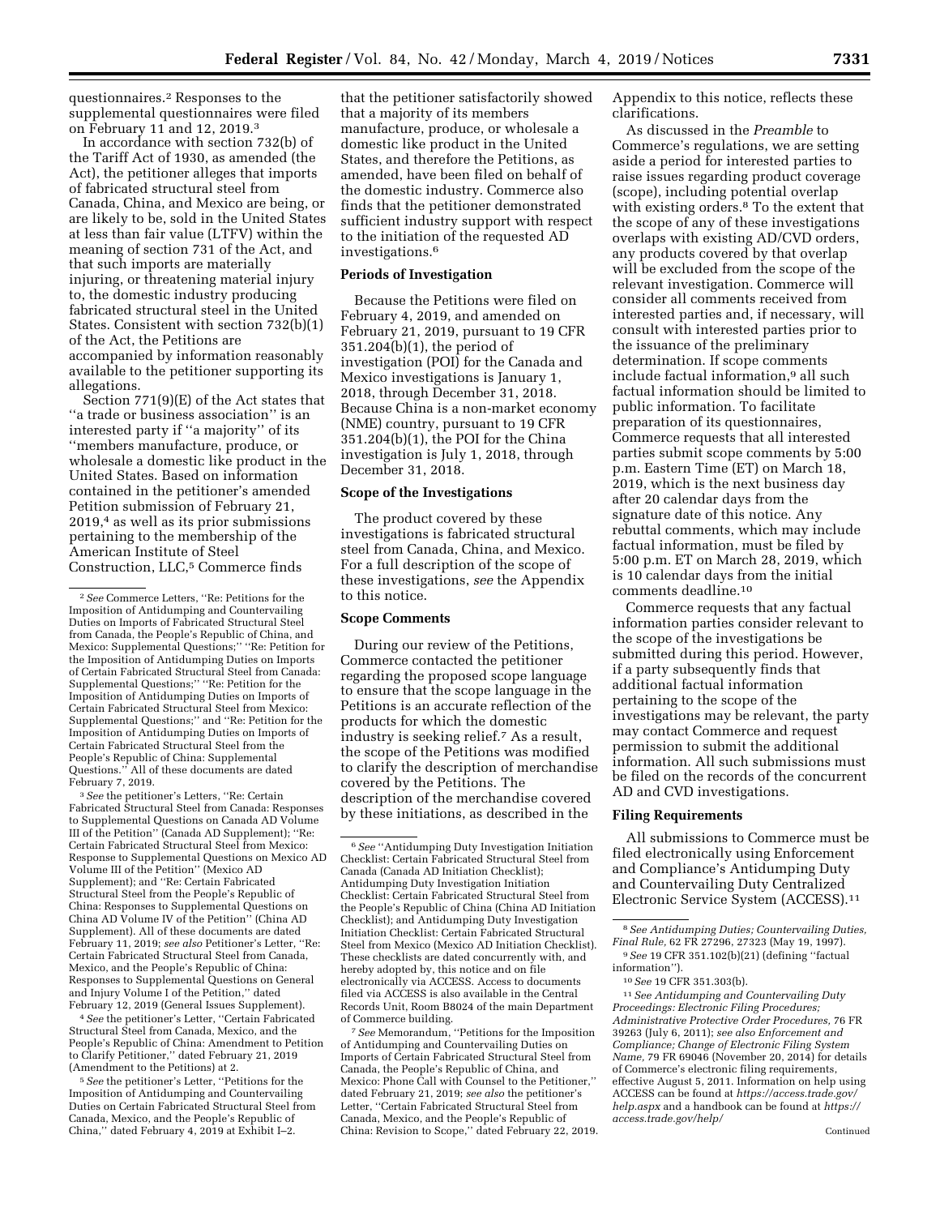questionnaires.[2] Responses to the supplemental questionnaires were filed on February 11 and 12, 2019.[3]

In accordance with section 732(b) of the Tariff Act of 1930, as amended (the Act), the petitioner alleges that imports of fabricated structural steel from Canada, China, and Mexico are being, or are likely to be, sold in the United States at less than fair value (LTFV) within the meaning of section 731 of the Act, and that such imports are materially injuring, or threatening material injury to, the domestic industry producing fabricated structural steel in the United States. Consistent with section 732(b)(1) of the Act, the Petitions are accompanied by information reasonably available to the petitioner supporting its allegations.

Section 771(9)(E) of the Act states that ''a trade or business association'' is an interested party if ''a majority'' of its ''members manufacture, produce, or wholesale a domestic like product in the United States. Based on information contained in the petitioner's amended Petition submission of February 21, 2019,[4] as well as its prior submissions pertaining to the membership of the American Institute of Steel Construction, LLC,[5] Commerce finds that the petitioner satisfactorily showed that a majority of its members manufacture, produce, or wholesale a domestic like product in the United States, and therefore the Petitions, as amended, have been filed on behalf of the domestic industry. Commerce also finds that the petitioner demonstrated sufficient industry support with respect to the initiation of the requested AD investigations.[6]

## Periods of Investigation

Because the Petitions were filed on February 4, 2019, and amended on February 21, 2019, pursuant to 19 CFR 351.204(b)(1), the period of investigation (POI) for the Canada and Mexico investigations is January 1, 2018, through December 31, 2018. Because China is a non-market economy (NME) country, pursuant to 19 CFR 351.204(b)(1), the POI for the China investigation is July 1, 2018, through December 31, 2018.

## Scope of the Investigations

The product covered by these investigations is fabricated structural steel from Canada, China, and Mexico. For a full description of the scope of these investigations, *see* the Appendix to this notice.

## Scope Comments

During our review of the Petitions, Commerce contacted the petitioner regarding the proposed scope language to ensure that the scope language in the Petitions is an accurate reflection of the products for which the domestic industry is seeking relief.[7] As a result, the scope of the Petitions was modified to clarify the description of merchandise covered by the Petitions. The description of the merchandise covered by these initiations, as described in the Appendix to this notice, reflects these clarifications.

As discussed in the *Preamble* to Commerce's regulations, we are setting aside a period for interested parties to raise issues regarding product coverage (scope), including potential overlap with existing orders.[8] To the extent that the scope of any of these investigations overlaps with existing AD/CVD orders, any products covered by that overlap will be excluded from the scope of the relevant investigation. Commerce will consider all comments received from interested parties and, if necessary, will consult with interested parties prior to the issuance of the preliminary determination. If scope comments include factual information,[9] all such factual information should be limited to public information. To facilitate preparation of its questionnaires, Commerce requests that all interested parties submit scope comments by 5:00 p.m. Eastern Time (ET) on March 18, 2019, which is the next business day after 20 calendar days from the signature date of this notice. Any rebuttal comments, which may include factual information, must be filed by 5:00 p.m. ET on March 28, 2019, which is 10 calendar days from the initial comments deadline.[10]

Commerce requests that any factual information parties consider relevant to the scope of the investigations be submitted during this period. However, if a party subsequently finds that additional factual information pertaining to the scope of the investigations may be relevant, the party may contact Commerce and request permission to submit the additional information. All such submissions must be filed on the records of the concurrent AD and CVD investigations.

## Filing Requirements

All submissions to Commerce must be filed electronically using Enforcement and Compliance's Antidumping Duty and Countervailing Duty Centralized Electronic Service System (ACCESS).[11]

---

[2] *See* Commerce Letters, ''Re: Petitions for the Imposition of Antidumping and Countervailing Duties on Imports of Fabricated Structural Steel from Canada, the People's Republic of China, and Mexico: Supplemental Questions;'' ''Re: Petition for the Imposition of Antidumping Duties on Imports of Certain Fabricated Structural Steel from Canada: Supplemental Questions;'' ''Re: Petition for the Imposition of Antidumping Duties on Imports of Certain Fabricated Structural Steel from Mexico: Supplemental Questions;'' and ''Re: Petition for the Imposition of Antidumping Duties on Imports of Certain Fabricated Structural Steel from the People's Republic of China: Supplemental Questions.'' All of these documents are dated February 7, 2019.

[3] *See* the petitioner's Letters, ''Re: Certain Fabricated Structural Steel from Canada: Responses to Supplemental Questions on Canada AD Volume III of the Petition'' (Canada AD Supplement); ''Re: Certain Fabricated Structural Steel from Mexico: Response to Supplemental Questions on Mexico AD Volume III of the Petition'' (Mexico AD Supplement); and ''Re: Certain Fabricated Structural Steel from the People's Republic of China: Responses to Supplemental Questions on China AD Volume IV of the Petition'' (China AD Supplement). All of these documents are dated February 11, 2019; *see also* Petitioner's Letter, ''Re: Certain Fabricated Structural Steel from Canada, Mexico, and the People's Republic of China: Responses to Supplemental Questions on General and Injury Volume I of the Petition,'' dated February 12, 2019 (General Issues Supplement).

[4] *See* the petitioner's Letter, ''Certain Fabricated Structural Steel from Canada, Mexico, and the People's Republic of China: Amendment to Petition to Clarify Petitioner,'' dated February 21, 2019 (Amendment to the Petitions) at 2.

[5] *See* the petitioner's Letter, ''Petitions for the Imposition of Antidumping and Countervailing Duties on Certain Fabricated Structural Steel from Canada, Mexico, and the People's Republic of China,'' dated February 4, 2019 at Exhibit I–2.

[6] *See* ''Antidumping Duty Investigation Initiation Checklist: Certain Fabricated Structural Steel from Canada (Canada AD Initiation Checklist); Antidumping Duty Investigation Initiation Checklist: Certain Fabricated Structural Steel from the People's Republic of China (China AD Initiation Checklist); and Antidumping Duty Investigation Initiation Checklist: Certain Fabricated Structural Steel from Mexico (Mexico AD Initiation Checklist). These checklists are dated concurrently with, and hereby adopted by, this notice and on file electronically via ACCESS. Access to documents filed via ACCESS is also available in the Central Records Unit, Room B8024 of the main Department of Commerce building.

[7] *See* Memorandum, ''Petitions for the Imposition of Antidumping and Countervailing Duties on Imports of Certain Fabricated Structural Steel from Canada, the People's Republic of China, and Mexico: Phone Call with Counsel to the Petitioner,'' dated February 21, 2019; *see also* the petitioner's Letter, ''Certain Fabricated Structural Steel from Canada, Mexico, and the People's Republic of China: Revision to Scope,'' dated February 22, 2019.

[8] *See Antidumping Duties; Countervailing Duties, Final Rule,* 62 FR 27296, 27323 (May 19, 1997).

[9] *See* 19 CFR 351.102(b)(21) (defining ''factual information'').

[10] *See* 19 CFR 351.303(b).

[11] *See Antidumping and Countervailing Duty Proceedings: Electronic Filing Procedures; Administrative Protective Order Procedures,* 76 FR 39263 (July 6, 2011); *see also Enforcement and Compliance; Change of Electronic Filing System Name,* 79 FR 69046 (November 20, 2014) for details of Commerce's electronic filing requirements, effective August 5, 2011. Information on help using ACCESS can be found at *https://access.trade.gov/help.aspx* and a handbook can be found at *https://access.trade.gov/help/*

Continued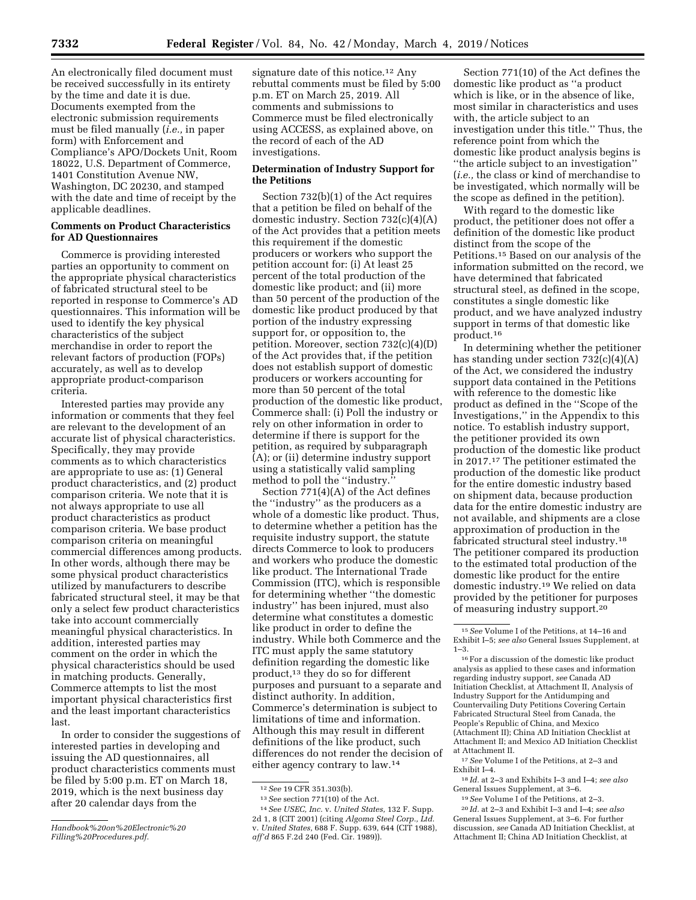An electronically filed document must be received successfully in its entirety by the time and date it is due. Documents exempted from the electronic submission requirements must be filed manually (*i.e.,* in paper form) with Enforcement and Compliance's APO/Dockets Unit, Room 18022, U.S. Department of Commerce, 1401 Constitution Avenue NW, Washington, DC 20230, and stamped with the date and time of receipt by the applicable deadlines.

**Comments on Product Characteristics for AD Questionnaires**

Commerce is providing interested parties an opportunity to comment on the appropriate physical characteristics of fabricated structural steel to be reported in response to Commerce's AD questionnaires. This information will be used to identify the key physical characteristics of the subject merchandise in order to report the relevant factors of production (FOPs) accurately, as well as to develop appropriate product-comparison criteria.

Interested parties may provide any information or comments that they feel are relevant to the development of an accurate list of physical characteristics. Specifically, they may provide comments as to which characteristics are appropriate to use as: (1) General product characteristics, and (2) product comparison criteria. We note that it is not always appropriate to use all product characteristics as product comparison criteria. We base product comparison criteria on meaningful commercial differences among products. In other words, although there may be some physical product characteristics utilized by manufacturers to describe fabricated structural steel, it may be that only a select few product characteristics take into account commercially meaningful physical characteristics. In addition, interested parties may comment on the order in which the physical characteristics should be used in matching products. Generally, Commerce attempts to list the most important physical characteristics first and the least important characteristics last.

In order to consider the suggestions of interested parties in developing and issuing the AD questionnaires, all product characteristics comments must be filed by 5:00 p.m. ET on March 18, 2019, which is the next business day after 20 calendar days from the signature date of this notice.[12] Any rebuttal comments must be filed by 5:00 p.m. ET on March 25, 2019. All comments and submissions to Commerce must be filed electronically using ACCESS, as explained above, on the record of each of the AD investigations.

**Determination of Industry Support for the Petitions**

Section 732(b)(1) of the Act requires that a petition be filed on behalf of the domestic industry. Section 732(c)(4)(A) of the Act provides that a petition meets this requirement if the domestic producers or workers who support the petition account for: (i) At least 25 percent of the total production of the domestic like product; and (ii) more than 50 percent of the production of the domestic like product produced by that portion of the industry expressing support for, or opposition to, the petition. Moreover, section 732(c)(4)(D) of the Act provides that, if the petition does not establish support of domestic producers or workers accounting for more than 50 percent of the total production of the domestic like product, Commerce shall: (i) Poll the industry or rely on other information in order to determine if there is support for the petition, as required by subparagraph (A); or (ii) determine industry support using a statistically valid sampling method to poll the ''industry.''

Section 771(4)(A) of the Act defines the ''industry'' as the producers as a whole of a domestic like product. Thus, to determine whether a petition has the requisite industry support, the statute directs Commerce to look to producers and workers who produce the domestic like product. The International Trade Commission (ITC), which is responsible for determining whether ''the domestic industry'' has been injured, must also determine what constitutes a domestic like product in order to define the industry. While both Commerce and the ITC must apply the same statutory definition regarding the domestic like product,[13] they do so for different purposes and pursuant to a separate and distinct authority. In addition, Commerce's determination is subject to limitations of time and information. Although this may result in different definitions of the like product, such differences do not render the decision of either agency contrary to law.[14]

Section 771(10) of the Act defines the domestic like product as ''a product which is like, or in the absence of like, most similar in characteristics and uses with, the article subject to an investigation under this title.'' Thus, the reference point from which the domestic like product analysis begins is ''the article subject to an investigation'' (*i.e.,* the class or kind of merchandise to be investigated, which normally will be the scope as defined in the petition).

With regard to the domestic like product, the petitioner does not offer a definition of the domestic like product distinct from the scope of the Petitions.[15] Based on our analysis of the information submitted on the record, we have determined that fabricated structural steel, as defined in the scope, constitutes a single domestic like product, and we have analyzed industry support in terms of that domestic like product.[16]

In determining whether the petitioner has standing under section 732(c)(4)(A) of the Act, we considered the industry support data contained in the Petitions with reference to the domestic like product as defined in the ''Scope of the Investigations,'' in the Appendix to this notice. To establish industry support, the petitioner provided its own production of the domestic like product in 2017.[17] The petitioner estimated the production of the domestic like product for the entire domestic industry based on shipment data, because production data for the entire domestic industry are not available, and shipments are a close approximation of production in the fabricated structural steel industry.[18] The petitioner compared its production to the estimated total production of the domestic like product for the entire domestic industry.[19] We relied on data provided by the petitioner for purposes of measuring industry support.[20]

---

*Handbook%20on%20Electronic%20Filling%20Procedures.pdf.*

[12] *See* 19 CFR 351.303(b).

[13] *See* section 771(10) of the Act.

[14] *See USEC, Inc.* v. *United States,* 132 F. Supp. 2d 1, 8 (CIT 2001) (citing *Algoma Steel Corp., Ltd.* v. *United States,* 688 F. Supp. 639, 644 (CIT 1988), *aff'd* 865 F.2d 240 (Fed. Cir. 1989)).

[15] *See* Volume I of the Petitions, at 14–16 and Exhibit I–5; *see also* General Issues Supplement, at 1–3.

[16] For a discussion of the domestic like product analysis as applied to these cases and information regarding industry support, *see* Canada AD Initiation Checklist, at Attachment II, Analysis of Industry Support for the Antidumping and Countervailing Duty Petitions Covering Certain Fabricated Structural Steel from Canada, the People's Republic of China, and Mexico (Attachment II); China AD Initiation Checklist at Attachment II; and Mexico AD Initiation Checklist at Attachment II.

[17] *See* Volume I of the Petitions, at 2–3 and Exhibit I–4.

[18] *Id.* at 2–3 and Exhibits I–3 and I–4; *see also* General Issues Supplement, at 3–6.

[19] *See* Volume I of the Petitions, at 2–3.

[20] *Id.* at 2–3 and Exhibit I–3 and I–4; *see also* General Issues Supplement, at 3–6. For further discussion, *see* Canada AD Initiation Checklist, at Attachment II; China AD Initiation Checklist, at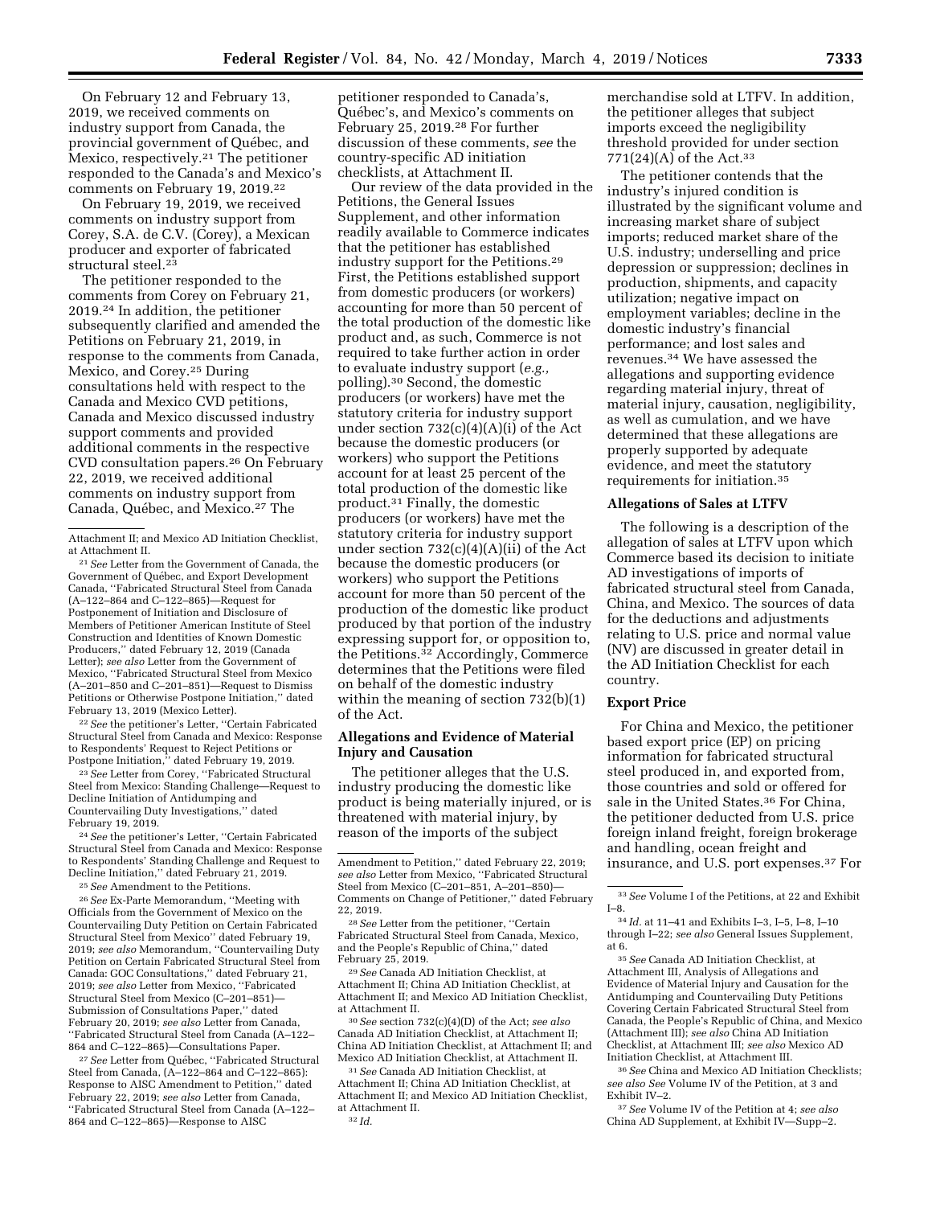On February 12 and February 13, 2019, we received comments on industry support from Canada, the provincial government of Québec, and Mexico, respectively.[21] The petitioner responded to the Canada's and Mexico's comments on February 19, 2019.[22]

On February 19, 2019, we received comments on industry support from Corey, S.A. de C.V. (Corey), a Mexican producer and exporter of fabricated structural steel.[23]

The petitioner responded to the comments from Corey on February 21, 2019.[24] In addition, the petitioner subsequently clarified and amended the Petitions on February 21, 2019, in response to the comments from Canada, Mexico, and Corey.[25] During consultations held with respect to the Canada and Mexico CVD petitions, Canada and Mexico discussed industry support comments and provided additional comments in the respective CVD consultation papers.[26] On February 22, 2019, we received additional comments on industry support from Canada, Québec, and Mexico.[27] The petitioner responded to Canada's, Québec's, and Mexico's comments on February 25, 2019.[28] For further discussion of these comments, *see* the country-specific AD initiation checklists, at Attachment II.

Our review of the data provided in the Petitions, the General Issues Supplement, and other information readily available to Commerce indicates that the petitioner has established industry support for the Petitions.[29] First, the Petitions established support from domestic producers (or workers) accounting for more than 50 percent of the total production of the domestic like product and, as such, Commerce is not required to take further action in order to evaluate industry support (*e.g.,* polling).[30] Second, the domestic producers (or workers) have met the statutory criteria for industry support under section 732(c)(4)(A)(i) of the Act because the domestic producers (or workers) who support the Petitions account for at least 25 percent of the total production of the domestic like product.[31] Finally, the domestic producers (or workers) have met the statutory criteria for industry support under section 732(c)(4)(A)(ii) of the Act because the domestic producers (or workers) who support the Petitions account for more than 50 percent of the production of the domestic like product produced by that portion of the industry expressing support for, or opposition to, the Petitions.[32] Accordingly, Commerce determines that the Petitions were filed on behalf of the domestic industry within the meaning of section 732(b)(1) of the Act.

## Allegations and Evidence of Material Injury and Causation

The petitioner alleges that the U.S. industry producing the domestic like product is being materially injured, or is threatened with material injury, by reason of the imports of the subject merchandise sold at LTFV. In addition, the petitioner alleges that subject imports exceed the negligibility threshold provided for under section 771(24)(A) of the Act.[33]

The petitioner contends that the industry's injured condition is illustrated by the significant volume and increasing market share of subject imports; reduced market share of the U.S. industry; underselling and price depression or suppression; declines in production, shipments, and capacity utilization; negative impact on employment variables; decline in the domestic industry's financial performance; and lost sales and revenues.[34] We have assessed the allegations and supporting evidence regarding material injury, threat of material injury, causation, negligibility, as well as cumulation, and we have determined that these allegations are properly supported by adequate evidence, and meet the statutory requirements for initiation.[35]

## Allegations of Sales at LTFV

The following is a description of the allegation of sales at LTFV upon which Commerce based its decision to initiate AD investigations of imports of fabricated structural steel from Canada, China, and Mexico. The sources of data for the deductions and adjustments relating to U.S. price and normal value (NV) are discussed in greater detail in the AD Initiation Checklist for each country.

## Export Price

For China and Mexico, the petitioner based export price (EP) on pricing information for fabricated structural steel produced in, and exported from, those countries and sold or offered for sale in the United States.[36] For China, the petitioner deducted from U.S. price foreign inland freight, foreign brokerage and handling, ocean freight and insurance, and U.S. port expenses.[37] For

---

Attachment II; and Mexico AD Initiation Checklist, at Attachment II.

[21] *See* Letter from the Government of Canada, the Government of Québec, and Export Development Canada, ''Fabricated Structural Steel from Canada (A–122–864 and C–122–865)—Request for Postponement of Initiation and Disclosure of Members of Petitioner American Institute of Steel Construction and Identities of Known Domestic Producers,'' dated February 12, 2019 (Canada Letter); *see also* Letter from the Government of Mexico, ''Fabricated Structural Steel from Mexico (A–201–850 and C–201–851)—Request to Dismiss Petitions or Otherwise Postpone Initiation,'' dated February 13, 2019 (Mexico Letter).

[22] *See* the petitioner's Letter, ''Certain Fabricated Structural Steel from Canada and Mexico: Response to Respondents' Request to Reject Petitions or Postpone Initiation,'' dated February 19, 2019.

[23] *See* Letter from Corey, ''Fabricated Structural Steel from Mexico: Standing Challenge—Request to Decline Initiation of Antidumping and Countervailing Duty Investigations,'' dated February 19, 2019.

[24] *See* the petitioner's Letter, ''Certain Fabricated Structural Steel from Canada and Mexico: Response to Respondents' Standing Challenge and Request to Decline Initiation,'' dated February 21, 2019.

[25] *See* Amendment to the Petitions.

[26] *See* Ex-Parte Memorandum, ''Meeting with Officials from the Government of Mexico on the Countervailing Duty Petition on Certain Fabricated Structural Steel from Mexico'' dated February 19, 2019; *see also* Memorandum, ''Countervailing Duty Petition on Certain Fabricated Structural Steel from Canada: GOC Consultations,'' dated February 21, 2019; *see also* Letter from Mexico, ''Fabricated Structural Steel from Mexico (C–201–851)—Submission of Consultations Paper,'' dated February 20, 2019; *see also* Letter from Canada, ''Fabricated Structural Steel from Canada (A–122–864 and C–122–865)—Consultations Paper.

[27] *See* Letter from Québec, ''Fabricated Structural Steel from Canada, (A–122–864 and C–122–865): Response to AISC Amendment to Petition,'' dated February 22, 2019; *see also* Letter from Canada, ''Fabricated Structural Steel from Canada (A–122–864 and C–122–865)—Response to AISC Amendment to Petition,'' dated February 22, 2019; *see also* Letter from Mexico, ''Fabricated Structural Steel from Mexico (C–201–851, A–201–850)—Comments on Change of Petitioner,'' dated February 22, 2019.

[28] *See* Letter from the petitioner, ''Certain Fabricated Structural Steel from Canada, Mexico, and the People's Republic of China,'' dated February 25, 2019.

[29] *See* Canada AD Initiation Checklist, at Attachment II; China AD Initiation Checklist, at Attachment II; and Mexico AD Initiation Checklist, at Attachment II.

[30] *See* section 732(c)(4)(D) of the Act; *see also* Canada AD Initiation Checklist, at Attachment II; China AD Initiation Checklist, at Attachment II; and Mexico AD Initiation Checklist, at Attachment II.

[31] *See* Canada AD Initiation Checklist, at Attachment II; China AD Initiation Checklist, at Attachment II; and Mexico AD Initiation Checklist, at Attachment II.

[32] *Id.*

[33] *See* Volume I of the Petitions, at 22 and Exhibit I–8.

[34] *Id.* at 11–41 and Exhibits I–3, I–5, I–8, I–10 through I–22; *see also* General Issues Supplement, at 6.

[35] *See* Canada AD Initiation Checklist, at Attachment III, Analysis of Allegations and Evidence of Material Injury and Causation for the Antidumping and Countervailing Duty Petitions Covering Certain Fabricated Structural Steel from Canada, the People's Republic of China, and Mexico (Attachment III); *see also* China AD Initiation Checklist, at Attachment III; *see also* Mexico AD Initiation Checklist, at Attachment III.

[36] *See* China and Mexico AD Initiation Checklists; *see also See* Volume IV of the Petition, at 3 and Exhibit IV–2.

[37] *See* Volume IV of the Petition at 4; *see also* China AD Supplement, at Exhibit IV—Supp–2.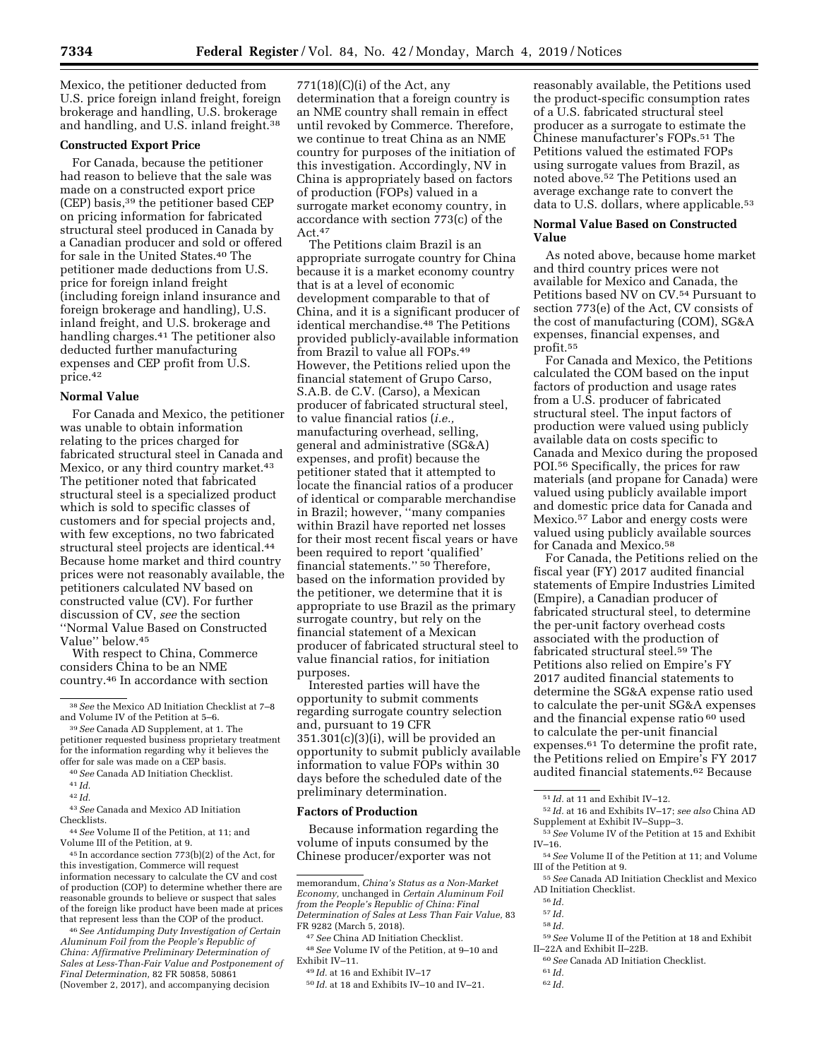Mexico, the petitioner deducted from U.S. price foreign inland freight, foreign brokerage and handling, U.S. brokerage and handling, and U.S. inland freight.[38]

### Constructed Export Price

For Canada, because the petitioner had reason to believe that the sale was made on a constructed export price (CEP) basis,[39] the petitioner based CEP on pricing information for fabricated structural steel produced in Canada by a Canadian producer and sold or offered for sale in the United States.[40] The petitioner made deductions from U.S. price for foreign inland freight (including foreign inland insurance and foreign brokerage and handling), U.S. inland freight, and U.S. brokerage and handling charges.[41] The petitioner also deducted further manufacturing expenses and CEP profit from U.S. price.[42]

### Normal Value

For Canada and Mexico, the petitioner was unable to obtain information relating to the prices charged for fabricated structural steel in Canada and Mexico, or any third country market.[43] The petitioner noted that fabricated structural steel is a specialized product which is sold to specific classes of customers and for special projects and, with few exceptions, no two fabricated structural steel projects are identical.[44] Because home market and third country prices were not reasonably available, the petitioners calculated NV based on constructed value (CV). For further discussion of CV, *see* the section ''Normal Value Based on Constructed Value'' below.[45]

With respect to China, Commerce considers China to be an NME country.[46] In accordance with section 771(18)(C)(i) of the Act, any determination that a foreign country is an NME country shall remain in effect until revoked by Commerce. Therefore, we continue to treat China as an NME country for purposes of the initiation of this investigation. Accordingly, NV in China is appropriately based on factors of production (FOPs) valued in a surrogate market economy country, in accordance with section 773(c) of the Act.[47]

The Petitions claim Brazil is an appropriate surrogate country for China because it is a market economy country that is at a level of economic development comparable to that of China, and it is a significant producer of identical merchandise.[48] The Petitions provided publicly-available information from Brazil to value all FOPs.[49] However, the Petitions relied upon the financial statement of Grupo Carso, S.A.B. de C.V. (Carso), a Mexican producer of fabricated structural steel, to value financial ratios (*i.e.,* manufacturing overhead, selling, general and administrative (SG&A) expenses, and profit) because the petitioner stated that it attempted to locate the financial ratios of a producer of identical or comparable merchandise in Brazil; however, ''many companies within Brazil have reported net losses for their most recent fiscal years or have been required to report 'qualified' financial statements.'' [50] Therefore, based on the information provided by the petitioner, we determine that it is appropriate to use Brazil as the primary surrogate country, but rely on the financial statement of a Mexican producer of fabricated structural steel to value financial ratios, for initiation purposes.

Interested parties will have the opportunity to submit comments regarding surrogate country selection and, pursuant to 19 CFR 351.301(c)(3)(i), will be provided an opportunity to submit publicly available information to value FOPs within 30 days before the scheduled date of the preliminary determination.

### Factors of Production

Because information regarding the volume of inputs consumed by the Chinese producer/exporter was not reasonably available, the Petitions used the product-specific consumption rates of a U.S. fabricated structural steel producer as a surrogate to estimate the Chinese manufacturer's FOPs.[51] The Petitions valued the estimated FOPs using surrogate values from Brazil, as noted above.[52] The Petitions used an average exchange rate to convert the data to U.S. dollars, where applicable.[53]

### Normal Value Based on Constructed Value

As noted above, because home market and third country prices were not available for Mexico and Canada, the Petitions based NV on CV.[54] Pursuant to section 773(e) of the Act, CV consists of the cost of manufacturing (COM), SG&A expenses, financial expenses, and profit.[55]

For Canada and Mexico, the Petitions calculated the COM based on the input factors of production and usage rates from a U.S. producer of fabricated structural steel. The input factors of production were valued using publicly available data on costs specific to Canada and Mexico during the proposed POI.[56] Specifically, the prices for raw materials (and propane for Canada) were valued using publicly available import and domestic price data for Canada and Mexico.[57] Labor and energy costs were valued using publicly available sources for Canada and Mexico.[58]

For Canada, the Petitions relied on the fiscal year (FY) 2017 audited financial statements of Empire Industries Limited (Empire), a Canadian producer of fabricated structural steel, to determine the per-unit factory overhead costs associated with the production of fabricated structural steel.[59] The Petitions also relied on Empire's FY 2017 audited financial statements to determine the SG&A expense ratio used to calculate the per-unit SG&A expenses and the financial expense ratio [60] used to calculate the per-unit financial expenses.[61] To determine the profit rate, the Petitions relied on Empire's FY 2017 audited financial statements.[62] Because

---

[38] *See* the Mexico AD Initiation Checklist at 7–8 and Volume IV of the Petition at 5–6.

[39] *See* Canada AD Supplement, at 1. The petitioner requested business proprietary treatment for the information regarding why it believes the offer for sale was made on a CEP basis.

[40] *See* Canada AD Initiation Checklist.

[41] *Id.*

[42] *Id.*

[43] *See* Canada and Mexico AD Initiation Checklists.

[44] *See* Volume II of the Petition, at 11; and Volume III of the Petition, at 9.

[45] In accordance section 773(b)(2) of the Act, for this investigation, Commerce will request information necessary to calculate the CV and cost of production (COP) to determine whether there are reasonable grounds to believe or suspect that sales of the foreign like product have been made at prices that represent less than the COP of the product.

[46] *See Antidumping Duty Investigation of Certain Aluminum Foil from the People's Republic of China: Affirmative Preliminary Determination of Sales at Less-Than-Fair Value and Postponement of Final Determination,* 82 FR 50858, 50861 (November 2, 2017), and accompanying decision memorandum, *China's Status as a Non-Market Economy,* unchanged in *Certain Aluminum Foil from the People's Republic of China: Final Determination of Sales at Less Than Fair Value,* 83 FR 9282 (March 5, 2018).

[47] *See* China AD Initiation Checklist.

[48] *See* Volume IV of the Petition, at 9–10 and Exhibit IV–11.

[49] *Id.* at 16 and Exhibit IV–17

[50] *Id.* at 18 and Exhibits IV–10 and IV–21.

[51] *Id.* at 11 and Exhibit IV–12.

[52] *Id.* at 16 and Exhibits IV–17; *see also* China AD Supplement at Exhibit IV–Supp–3.

[53] *See* Volume IV of the Petition at 15 and Exhibit IV–16.

[54] *See* Volume II of the Petition at 11; and Volume III of the Petition at 9.

[55] *See* Canada AD Initiation Checklist and Mexico AD Initiation Checklist.

[56] *Id.*

[57] *Id.*

[58] *Id.*

[59] *See* Volume II of the Petition at 18 and Exhibit II–22A and Exhibit II–22B.

[60] *See* Canada AD Initiation Checklist.

[61] *Id.*

[62] *Id.*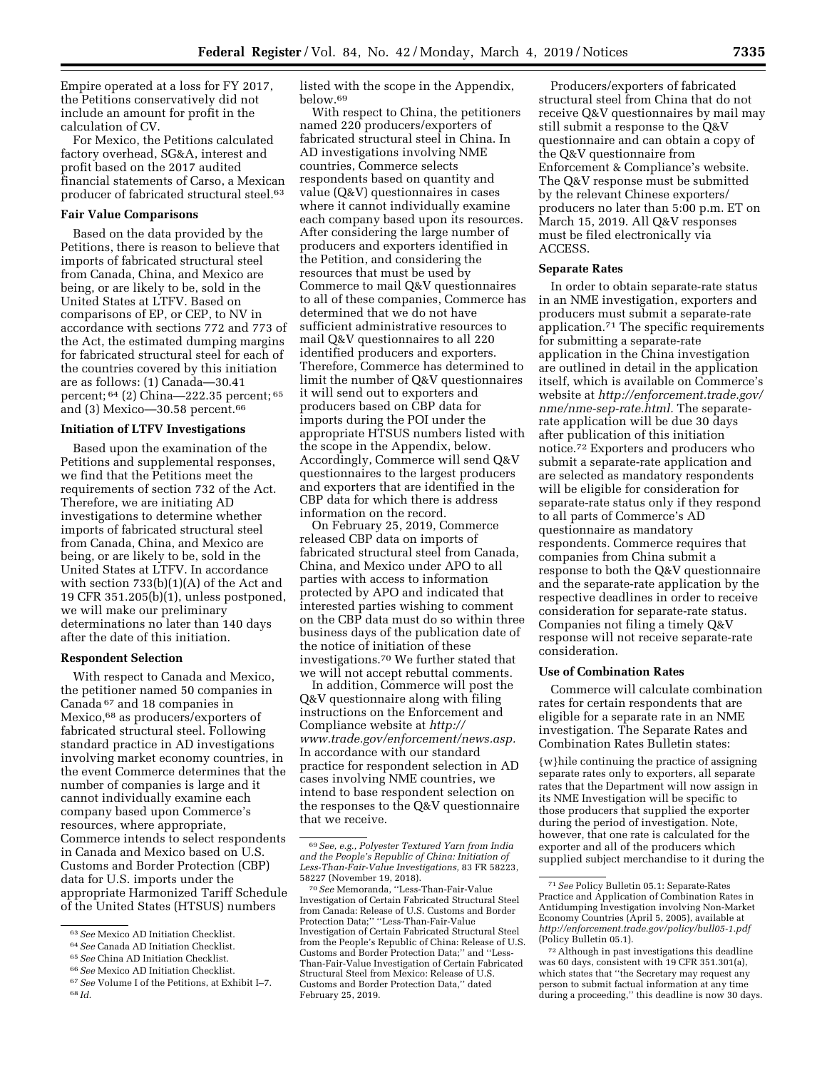Empire operated at a loss for FY 2017, the Petitions conservatively did not include an amount for profit in the calculation of CV.

For Mexico, the Petitions calculated factory overhead, SG&A, interest and profit based on the 2017 audited financial statements of Carso, a Mexican producer of fabricated structural steel.[63]

### Fair Value Comparisons

Based on the data provided by the Petitions, there is reason to believe that imports of fabricated structural steel from Canada, China, and Mexico are being, or are likely to be, sold in the United States at LTFV. Based on comparisons of EP, or CEP, to NV in accordance with sections 772 and 773 of the Act, the estimated dumping margins for fabricated structural steel for each of the countries covered by this initiation are as follows: (1) Canada—30.41 percent;[64] (2) China—222.35 percent;[65] and (3) Mexico—30.58 percent.[66]

### Initiation of LTFV Investigations

Based upon the examination of the Petitions and supplemental responses, we find that the Petitions meet the requirements of section 732 of the Act. Therefore, we are initiating AD investigations to determine whether imports of fabricated structural steel from Canada, China, and Mexico are being, or are likely to be, sold in the United States at LTFV. In accordance with section 733(b)(1)(A) of the Act and 19 CFR 351.205(b)(1), unless postponed, we will make our preliminary determinations no later than 140 days after the date of this initiation.

### Respondent Selection

With respect to Canada and Mexico, the petitioner named 50 companies in Canada[67] and 18 companies in Mexico,[68] as producers/exporters of fabricated structural steel. Following standard practice in AD investigations involving market economy countries, in the event Commerce determines that the number of companies is large and it cannot individually examine each company based upon Commerce's resources, where appropriate, Commerce intends to select respondents in Canada and Mexico based on U.S. Customs and Border Protection (CBP) data for U.S. imports under the appropriate Harmonized Tariff Schedule of the United States (HTSUS) numbers listed with the scope in the Appendix, below.[69]

With respect to China, the petitioners named 220 producers/exporters of fabricated structural steel in China. In AD investigations involving NME countries, Commerce selects respondents based on quantity and value (Q&V) questionnaires in cases where it cannot individually examine each company based upon its resources. After considering the large number of producers and exporters identified in the Petition, and considering the resources that must be used by Commerce to mail Q&V questionnaires to all of these companies, Commerce has determined that we do not have sufficient administrative resources to mail Q&V questionnaires to all 220 identified producers and exporters. Therefore, Commerce has determined to limit the number of Q&V questionnaires it will send out to exporters and producers based on CBP data for imports during the POI under the appropriate HTSUS numbers listed with the scope in the Appendix, below. Accordingly, Commerce will send Q&V questionnaires to the largest producers and exporters that are identified in the CBP data for which there is address information on the record.

On February 25, 2019, Commerce released CBP data on imports of fabricated structural steel from Canada, China, and Mexico under APO to all parties with access to information protected by APO and indicated that interested parties wishing to comment on the CBP data must do so within three business days of the publication date of the notice of initiation of these investigations.[70] We further stated that we will not accept rebuttal comments.

In addition, Commerce will post the Q&V questionnaire along with filing instructions on the Enforcement and Compliance website at *http://www.trade.gov/enforcement/news.asp.* In accordance with our standard practice for respondent selection in AD cases involving NME countries, we intend to base respondent selection on the responses to the Q&V questionnaire that we receive.

Producers/exporters of fabricated structural steel from China that do not receive Q&V questionnaires by mail may still submit a response to the Q&V questionnaire and can obtain a copy of the Q&V questionnaire from Enforcement & Compliance's website. The Q&V response must be submitted by the relevant Chinese exporters/producers no later than 5:00 p.m. ET on March 15, 2019. All Q&V responses must be filed electronically via ACCESS.

### Separate Rates

In order to obtain separate-rate status in an NME investigation, exporters and producers must submit a separate-rate application.[71] The specific requirements for submitting a separate-rate application in the China investigation are outlined in detail in the application itself, which is available on Commerce's website at *http://enforcement.trade.gov/nme/nme-sep-rate.html.* The separate-rate application will be due 30 days after publication of this initiation notice.[72] Exporters and producers who submit a separate-rate application and are selected as mandatory respondents will be eligible for consideration for separate-rate status only if they respond to all parts of Commerce's AD questionnaire as mandatory respondents. Commerce requires that companies from China submit a response to both the Q&V questionnaire and the separate-rate application by the respective deadlines in order to receive consideration for separate-rate status. Companies not filing a timely Q&V response will not receive separate-rate consideration.

### Use of Combination Rates

Commerce will calculate combination rates for certain respondents that are eligible for a separate rate in an NME investigation. The Separate Rates and Combination Rates Bulletin states:

> {w}hile continuing the practice of assigning separate rates only to exporters, all separate rates that the Department will now assign in its NME Investigation will be specific to those producers that supplied the exporter during the period of investigation. Note, however, that one rate is calculated for the exporter and all of the producers which supplied subject merchandise to it during the

---

[63] *See* Mexico AD Initiation Checklist.

[64] *See* Canada AD Initiation Checklist.

[65] *See* China AD Initiation Checklist.

[66] *See* Mexico AD Initiation Checklist.

[67] *See* Volume I of the Petitions, at Exhibit I–7.

[68] *Id.*

[69] *See, e.g., Polyester Textured Yarn from India and the People's Republic of China: Initiation of Less-Than-Fair-Value Investigations,* 83 FR 58223, 58227 (November 19, 2018).

[70] *See* Memoranda, "Less-Than-Fair-Value Investigation of Certain Fabricated Structural Steel from Canada: Release of U.S. Customs and Border Protection Data;" "Less-Than-Fair-Value Investigation of Certain Fabricated Structural Steel from the People's Republic of China: Release of U.S. Customs and Border Protection Data;" and "Less-Than-Fair-Value Investigation of Certain Fabricated Structural Steel from Mexico: Release of U.S. Customs and Border Protection Data," dated February 25, 2019.

[71] *See* Policy Bulletin 05.1: Separate-Rates Practice and Application of Combination Rates in Antidumping Investigation involving Non-Market Economy Countries (April 5, 2005), available at *http://enforcement.trade.gov/policy/bull05-1.pdf* (Policy Bulletin 05.1).

[72] Although in past investigations this deadline was 60 days, consistent with 19 CFR 351.301(a), which states that "the Secretary may request any person to submit factual information at any time during a proceeding," this deadline is now 30 days.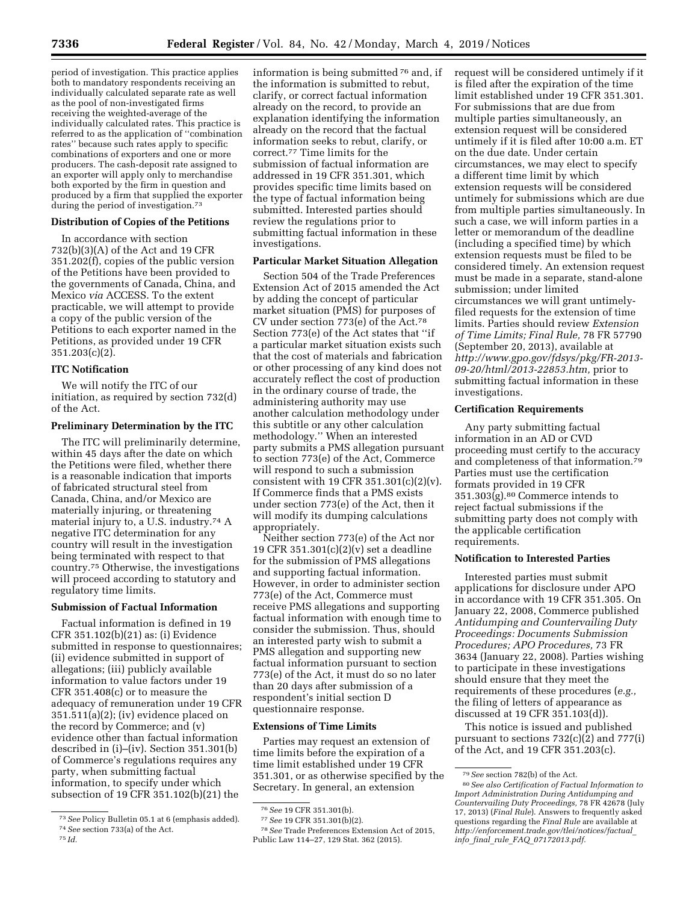period of investigation. This practice applies both to mandatory respondents receiving an individually calculated separate rate as well as the pool of non-investigated firms receiving the weighted-average of the individually calculated rates. This practice is referred to as the application of ''combination rates'' because such rates apply to specific combinations of exporters and one or more producers. The cash-deposit rate assigned to an exporter will apply only to merchandise both exported by the firm in question and produced by a firm that supplied the exporter during the period of investigation.[73]

**Distribution of Copies of the Petitions**

In accordance with section 732(b)(3)(A) of the Act and 19 CFR 351.202(f), copies of the public version of the Petitions have been provided to the governments of Canada, China, and Mexico *via* ACCESS. To the extent practicable, we will attempt to provide a copy of the public version of the Petitions to each exporter named in the Petitions, as provided under 19 CFR 351.203(c)(2).

**ITC Notification**

We will notify the ITC of our initiation, as required by section 732(d) of the Act.

**Preliminary Determination by the ITC**

The ITC will preliminarily determine, within 45 days after the date on which the Petitions were filed, whether there is a reasonable indication that imports of fabricated structural steel from Canada, China, and/or Mexico are materially injuring, or threatening material injury to, a U.S. industry.[74] A negative ITC determination for any country will result in the investigation being terminated with respect to that country.[75] Otherwise, the investigations will proceed according to statutory and regulatory time limits.

**Submission of Factual Information**

Factual information is defined in 19 CFR 351.102(b)(21) as: (i) Evidence submitted in response to questionnaires; (ii) evidence submitted in support of allegations; (iii) publicly available information to value factors under 19 CFR 351.408(c) or to measure the adequacy of remuneration under 19 CFR 351.511(a)(2); (iv) evidence placed on the record by Commerce; and (v) evidence other than factual information described in (i)–(iv). Section 351.301(b) of Commerce's regulations requires any party, when submitting factual information, to specify under which subsection of 19 CFR 351.102(b)(21) the information is being submitted[76] and, if the information is submitted to rebut, clarify, or correct factual information already on the record, to provide an explanation identifying the information already on the record that the factual information seeks to rebut, clarify, or correct.[77] Time limits for the submission of factual information are addressed in 19 CFR 351.301, which provides specific time limits based on the type of factual information being submitted. Interested parties should review the regulations prior to submitting factual information in these investigations.

**Particular Market Situation Allegation**

Section 504 of the Trade Preferences Extension Act of 2015 amended the Act by adding the concept of particular market situation (PMS) for purposes of CV under section 773(e) of the Act.[78] Section 773(e) of the Act states that ''if a particular market situation exists such that the cost of materials and fabrication or other processing of any kind does not accurately reflect the cost of production in the ordinary course of trade, the administering authority may use another calculation methodology under this subtitle or any other calculation methodology.'' When an interested party submits a PMS allegation pursuant to section 773(e) of the Act, Commerce will respond to such a submission consistent with 19 CFR 351.301(c)(2)(v). If Commerce finds that a PMS exists under section 773(e) of the Act, then it will modify its dumping calculations appropriately.

Neither section 773(e) of the Act nor 19 CFR 351.301(c)(2)(v) set a deadline for the submission of PMS allegations and supporting factual information. However, in order to administer section 773(e) of the Act, Commerce must receive PMS allegations and supporting factual information with enough time to consider the submission. Thus, should an interested party wish to submit a PMS allegation and supporting new factual information pursuant to section 773(e) of the Act, it must do so no later than 20 days after submission of a respondent's initial section D questionnaire response.

**Extensions of Time Limits**

Parties may request an extension of time limits before the expiration of a time limit established under 19 CFR 351.301, or as otherwise specified by the Secretary. In general, an extension request will be considered untimely if it is filed after the expiration of the time limit established under 19 CFR 351.301. For submissions that are due from multiple parties simultaneously, an extension request will be considered untimely if it is filed after 10:00 a.m. ET on the due date. Under certain circumstances, we may elect to specify a different time limit by which extension requests will be considered untimely for submissions which are due from multiple parties simultaneously. In such a case, we will inform parties in a letter or memorandum of the deadline (including a specified time) by which extension requests must be filed to be considered timely. An extension request must be made in a separate, stand-alone submission; under limited circumstances we will grant untimely-filed requests for the extension of time limits. Parties should review *Extension of Time Limits; Final Rule,* 78 FR 57790 (September 20, 2013), available at *http://www.gpo.gov/fdsys/pkg/FR-2013-09-20/html/2013-22853.htm,* prior to submitting factual information in these investigations.

**Certification Requirements**

Any party submitting factual information in an AD or CVD proceeding must certify to the accuracy and completeness of that information.[79] Parties must use the certification formats provided in 19 CFR 351.303(g).[80] Commerce intends to reject factual submissions if the submitting party does not comply with the applicable certification requirements.

**Notification to Interested Parties**

Interested parties must submit applications for disclosure under APO in accordance with 19 CFR 351.305. On January 22, 2008, Commerce published *Antidumping and Countervailing Duty Proceedings: Documents Submission Procedures; APO Procedures,* 73 FR 3634 (January 22, 2008). Parties wishing to participate in these investigations should ensure that they meet the requirements of these procedures (*e.g.,* the filing of letters of appearance as discussed at 19 CFR 351.103(d)).

This notice is issued and published pursuant to sections 732(c)(2) and 777(i) of the Act, and 19 CFR 351.203(c).

---

[73] *See* Policy Bulletin 05.1 at 6 (emphasis added).

[74] *See* section 733(a) of the Act.

[75] *Id.*

[76] *See* 19 CFR 351.301(b).

[77] *See* 19 CFR 351.301(b)(2).

[78] *See* Trade Preferences Extension Act of 2015, Public Law 114–27, 129 Stat. 362 (2015).

[79] *See* section 782(b) of the Act.

[80] *See also Certification of Factual Information to Import Administration During Antidumping and Countervailing Duty Proceedings,* 78 FR 42678 (July 17, 2013) (*Final Rule*). Answers to frequently asked questions regarding the *Final Rule* are available at *http://enforcement.trade.gov/tlei/notices/factual_info_final_rule_FAQ_07172013.pdf.*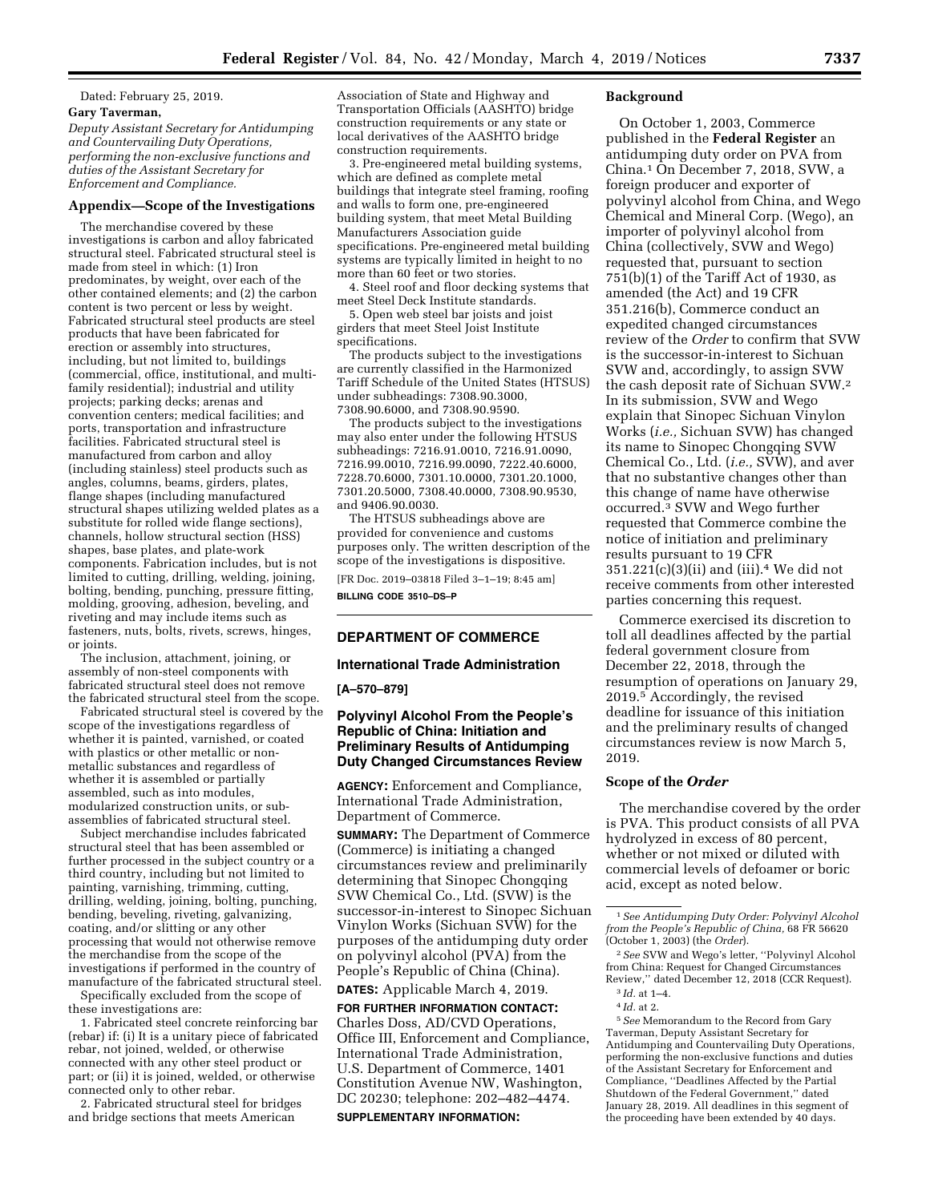Dated: February 25, 2019.

**Gary Taverman,**

*Deputy Assistant Secretary for Antidumping and Countervailing Duty Operations, performing the non-exclusive functions and duties of the Assistant Secretary for Enforcement and Compliance.*

## Appendix—Scope of the Investigations

The merchandise covered by these investigations is carbon and alloy fabricated structural steel. Fabricated structural steel is made from steel in which: (1) Iron predominates, by weight, over each of the other contained elements; and (2) the carbon content is two percent or less by weight. Fabricated structural steel products are steel products that have been fabricated for erection or assembly into structures, including, but not limited to, buildings (commercial, office, institutional, and multi-family residential); industrial and utility projects; parking decks; arenas and convention centers; medical facilities; and ports, transportation and infrastructure facilities. Fabricated structural steel is manufactured from carbon and alloy (including stainless) steel products such as angles, columns, beams, girders, plates, flange shapes (including manufactured structural shapes utilizing welded plates as a substitute for rolled wide flange sections), channels, hollow structural section (HSS) shapes, base plates, and plate-work components. Fabrication includes, but is not limited to cutting, drilling, welding, joining, bolting, bending, punching, pressure fitting, molding, grooving, adhesion, beveling, and riveting and may include items such as fasteners, nuts, bolts, rivets, screws, hinges, or joints.

The inclusion, attachment, joining, or assembly of non-steel components with fabricated structural steel does not remove the fabricated structural steel from the scope.

Fabricated structural steel is covered by the scope of the investigations regardless of whether it is painted, varnished, or coated with plastics or other metallic or non-metallic substances and regardless of whether it is assembled or partially assembled, such as into modules, modularized construction units, or sub-assemblies of fabricated structural steel.

Subject merchandise includes fabricated structural steel that has been assembled or further processed in the subject country or a third country, including but not limited to painting, varnishing, trimming, cutting, drilling, welding, joining, bolting, punching, bending, beveling, riveting, galvanizing, coating, and/or slitting or any other processing that would not otherwise remove the merchandise from the scope of the investigations if performed in the country of manufacture of the fabricated structural steel.

Specifically excluded from the scope of these investigations are:

1. Fabricated steel concrete reinforcing bar (rebar) if: (i) It is a unitary piece of fabricated rebar, not joined, welded, or otherwise connected with any other steel product or part; or (ii) it is joined, welded, or otherwise connected only to other rebar.

2. Fabricated structural steel for bridges and bridge sections that meets American Association of State and Highway and Transportation Officials (AASHTO) bridge construction requirements or any state or local derivatives of the AASHTO bridge construction requirements.

3. Pre-engineered metal building systems, which are defined as complete metal buildings that integrate steel framing, roofing and walls to form one, pre-engineered building system, that meet Metal Building Manufacturers Association guide specifications. Pre-engineered metal building systems are typically limited in height to no more than 60 feet or two stories.

4. Steel roof and floor decking systems that meet Steel Deck Institute standards.

5. Open web steel bar joists and joist girders that meet Steel Joist Institute specifications.

The products subject to the investigations are currently classified in the Harmonized Tariff Schedule of the United States (HTSUS) under subheadings: 7308.90.3000, 7308.90.6000, and 7308.90.9590.

The products subject to the investigations may also enter under the following HTSUS subheadings: 7216.91.0010, 7216.91.0090, 7216.99.0010, 7216.99.0090, 7222.40.6000, 7228.70.6000, 7301.10.0000, 7301.20.1000, 7301.20.5000, 7308.40.0000, 7308.90.9530, and 9406.90.0030.

The HTSUS subheadings above are provided for convenience and customs purposes only. The written description of the scope of the investigations is dispositive.

[FR Doc. 2019–03818 Filed 3–1–19; 8:45 am]

**BILLING CODE 3510–DS–P**

## DEPARTMENT OF COMMERCE

### International Trade Administration

**[A–570–879]**

### Polyvinyl Alcohol From the People's Republic of China: Initiation and Preliminary Results of Antidumping Duty Changed Circumstances Review

**AGENCY:** Enforcement and Compliance, International Trade Administration, Department of Commerce.

**SUMMARY:** The Department of Commerce (Commerce) is initiating a changed circumstances review and preliminarily determining that Sinopec Chongqing SVW Chemical Co., Ltd. (SVW) is the successor-in-interest to Sinopec Sichuan Vinylon Works (Sichuan SVW) for the purposes of the antidumping duty order on polyvinyl alcohol (PVA) from the People's Republic of China (China).

**DATES:** Applicable March 4, 2019.

**FOR FURTHER INFORMATION CONTACT:** Charles Doss, AD/CVD Operations, Office III, Enforcement and Compliance, International Trade Administration, U.S. Department of Commerce, 1401 Constitution Avenue NW, Washington, DC 20230; telephone: 202–482–4474.

**SUPPLEMENTARY INFORMATION:**

### Background

On October 1, 2003, Commerce published in the **Federal Register** an antidumping duty order on PVA from China.[1] On December 7, 2018, SVW, a foreign producer and exporter of polyvinyl alcohol from China, and Wego Chemical and Mineral Corp. (Wego), an importer of polyvinyl alcohol from China (collectively, SVW and Wego) requested that, pursuant to section 751(b)(1) of the Tariff Act of 1930, as amended (the Act) and 19 CFR 351.216(b), Commerce conduct an expedited changed circumstances review of the *Order* to confirm that SVW is the successor-in-interest to Sichuan SVW and, accordingly, to assign SVW the cash deposit rate of Sichuan SVW.[2] In its submission, SVW and Wego explain that Sinopec Sichuan Vinylon Works (*i.e.,* Sichuan SVW) has changed its name to Sinopec Chongqing SVW Chemical Co., Ltd. (*i.e.,* SVW), and aver that no substantive changes other than this change of name have otherwise occurred.[3] SVW and Wego further requested that Commerce combine the notice of initiation and preliminary results pursuant to 19 CFR 351.221(c)(3)(ii) and (iii).[4] We did not receive comments from other interested parties concerning this request.

Commerce exercised its discretion to toll all deadlines affected by the partial federal government closure from December 22, 2018, through the resumption of operations on January 29, 2019.[5] Accordingly, the revised deadline for issuance of this initiation and the preliminary results of changed circumstances review is now March 5, 2019.

### Scope of the *Order*

The merchandise covered by the order is PVA. This product consists of all PVA hydrolyzed in excess of 80 percent, whether or not mixed or diluted with commercial levels of defoamer or boric acid, except as noted below.

---

[1] *See Antidumping Duty Order: Polyvinyl Alcohol from the People's Republic of China,* 68 FR 56620 (October 1, 2003) (the *Order*).

[2] *See* SVW and Wego's letter, "Polyvinyl Alcohol from China: Request for Changed Circumstances Review," dated December 12, 2018 (CCR Request).

[3] *Id.* at 1–4.

[4] *Id.* at 2.

[5] *See* Memorandum to the Record from Gary Taverman, Deputy Assistant Secretary for Antidumping and Countervailing Duty Operations, performing the non-exclusive functions and duties of the Assistant Secretary for Enforcement and Compliance, "Deadlines Affected by the Partial Shutdown of the Federal Government," dated January 28, 2019. All deadlines in this segment of the proceeding have been extended by 40 days.